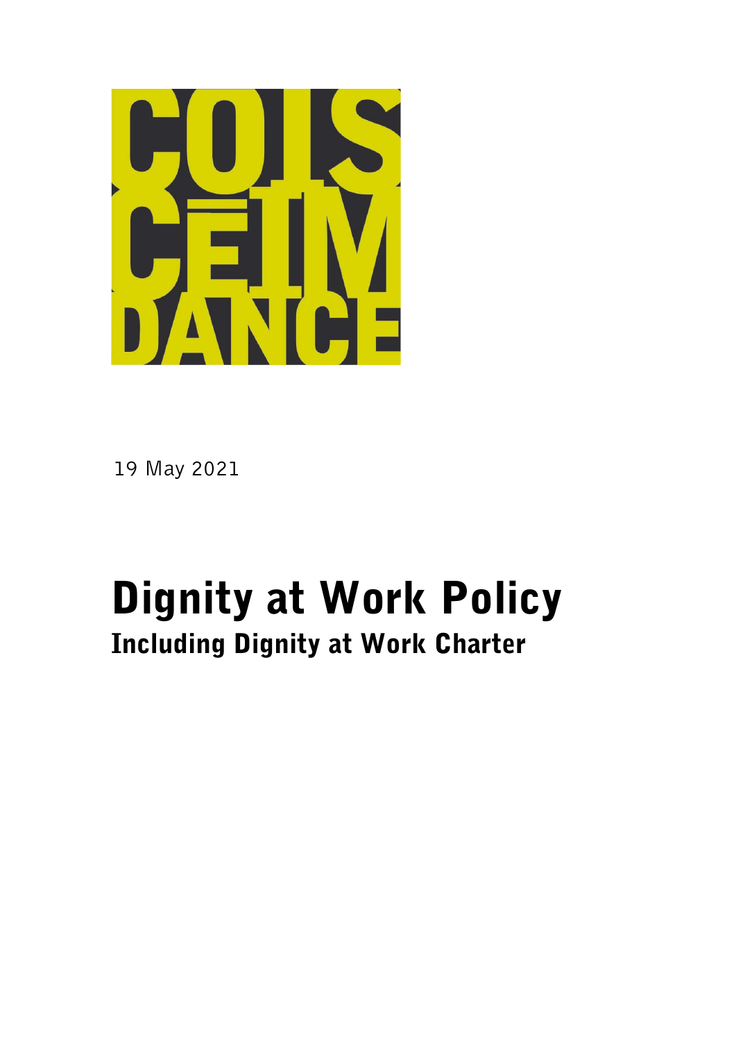COIS CÉIM DANCE

19 May 2021

# Dignity at Work Policy

## Including Dignity at Work Charter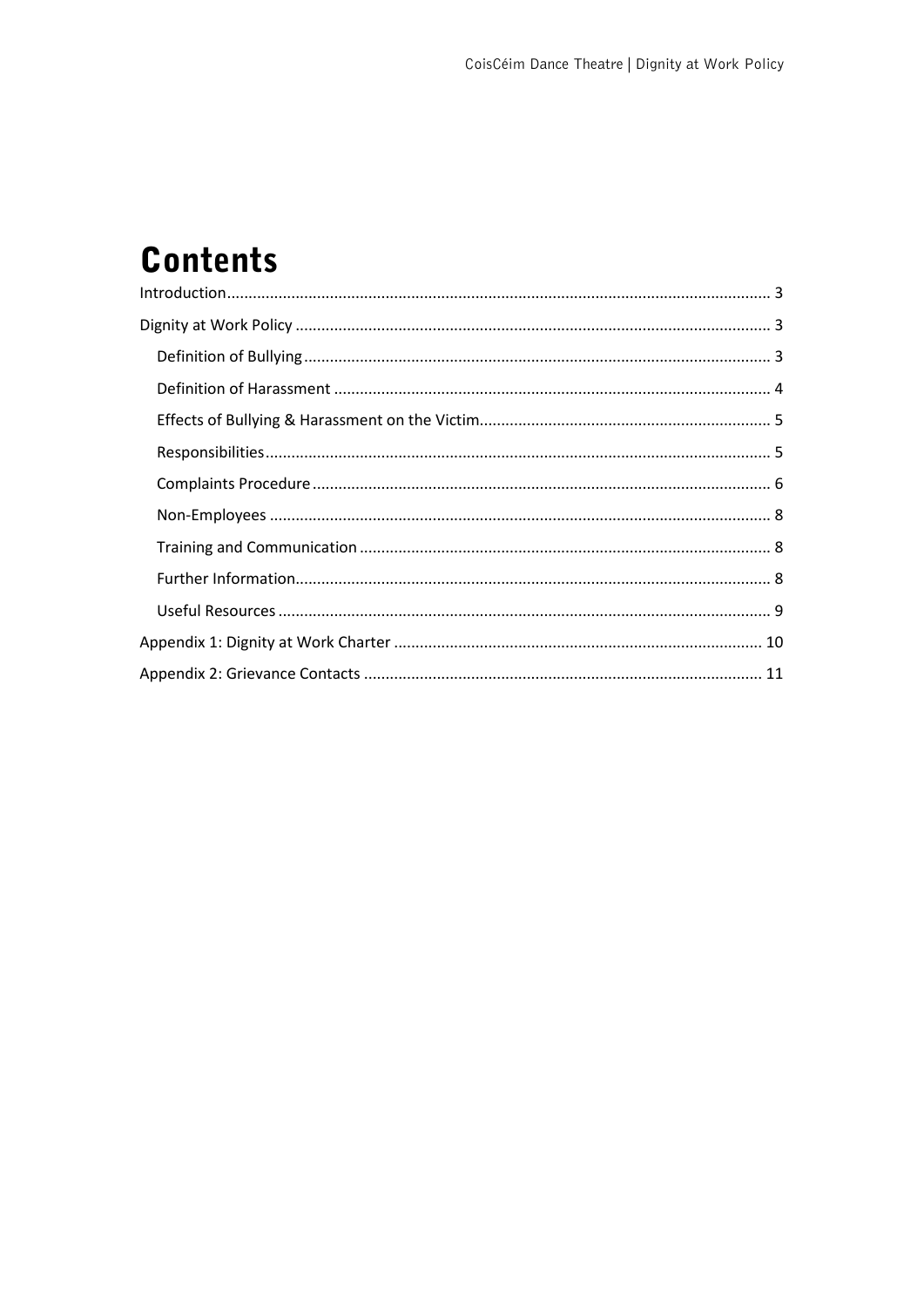# Contents

Introduction ............................................................................................................................ 3

Dignity at Work Policy ............................................................................................................ 3

- Definition of Bullying ........................................................................................................... 3
- Definition of Harassment .................................................................................................... 4
- Effects of Bullying & Harassment on the Victim ................................................................... 5
- Responsibilities ................................................................................................................... 5
- Complaints Procedure ......................................................................................................... 6
- Non-Employees .................................................................................................................. 8
- Training and Communication .............................................................................................. 8
- Further Information ............................................................................................................. 8
- Useful Resources ................................................................................................................ 9

Appendix 1: Dignity at Work Charter .................................................................................... 10

Appendix 2: Grievance Contacts ........................................................................................... 11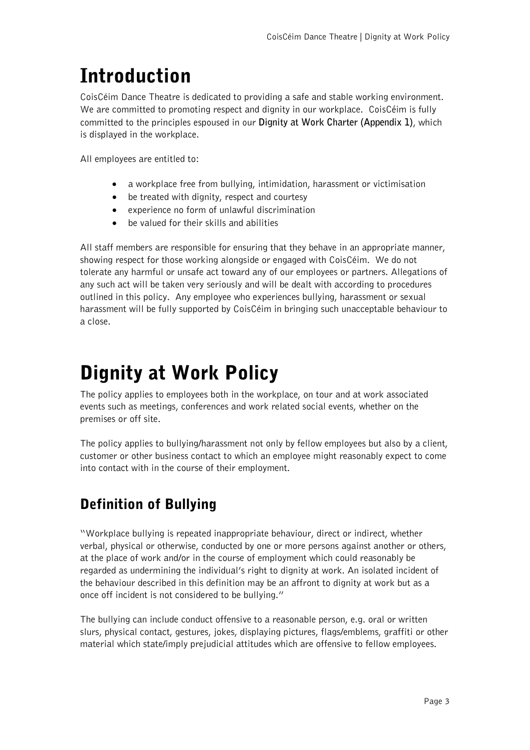# Introduction

CoisCéim Dance Theatre is dedicated to providing a safe and stable working environment. We are committed to promoting respect and dignity in our workplace. CoisCéim is fully committed to the principles espoused in our **Dignity at Work Charter (Appendix 1)**, which is displayed in the workplace.

All employees are entitled to:

- a workplace free from bullying, intimidation, harassment or victimisation
- be treated with dignity, respect and courtesy
- experience no form of unlawful discrimination
- be valued for their skills and abilities

All staff members are responsible for ensuring that they behave in an appropriate manner, showing respect for those working alongside or engaged with CoisCéim. We do not tolerate any harmful or unsafe act toward any of our employees or partners. Allegations of any such act will be taken very seriously and will be dealt with according to procedures outlined in this policy. Any employee who experiences bullying, harassment or sexual harassment will be fully supported by CoisCéim in bringing such unacceptable behaviour to a close.

# Dignity at Work Policy

The policy applies to employees both in the workplace, on tour and at work associated events such as meetings, conferences and work related social events, whether on the premises or off site.

The policy applies to bullying/harassment not only by fellow employees but also by a client, customer or other business contact to which an employee might reasonably expect to come into contact with in the course of their employment.

## Definition of Bullying

"Workplace bullying is repeated inappropriate behaviour, direct or indirect, whether verbal, physical or otherwise, conducted by one or more persons against another or others, at the place of work and/or in the course of employment which could reasonably be regarded as undermining the individual's right to dignity at work. An isolated incident of the behaviour described in this definition may be an affront to dignity at work but as a once off incident is not considered to be bullying."

The bullying can include conduct offensive to a reasonable person, e.g. oral or written slurs, physical contact, gestures, jokes, displaying pictures, flags/emblems, graffiti or other material which state/imply prejudicial attitudes which are offensive to fellow employees.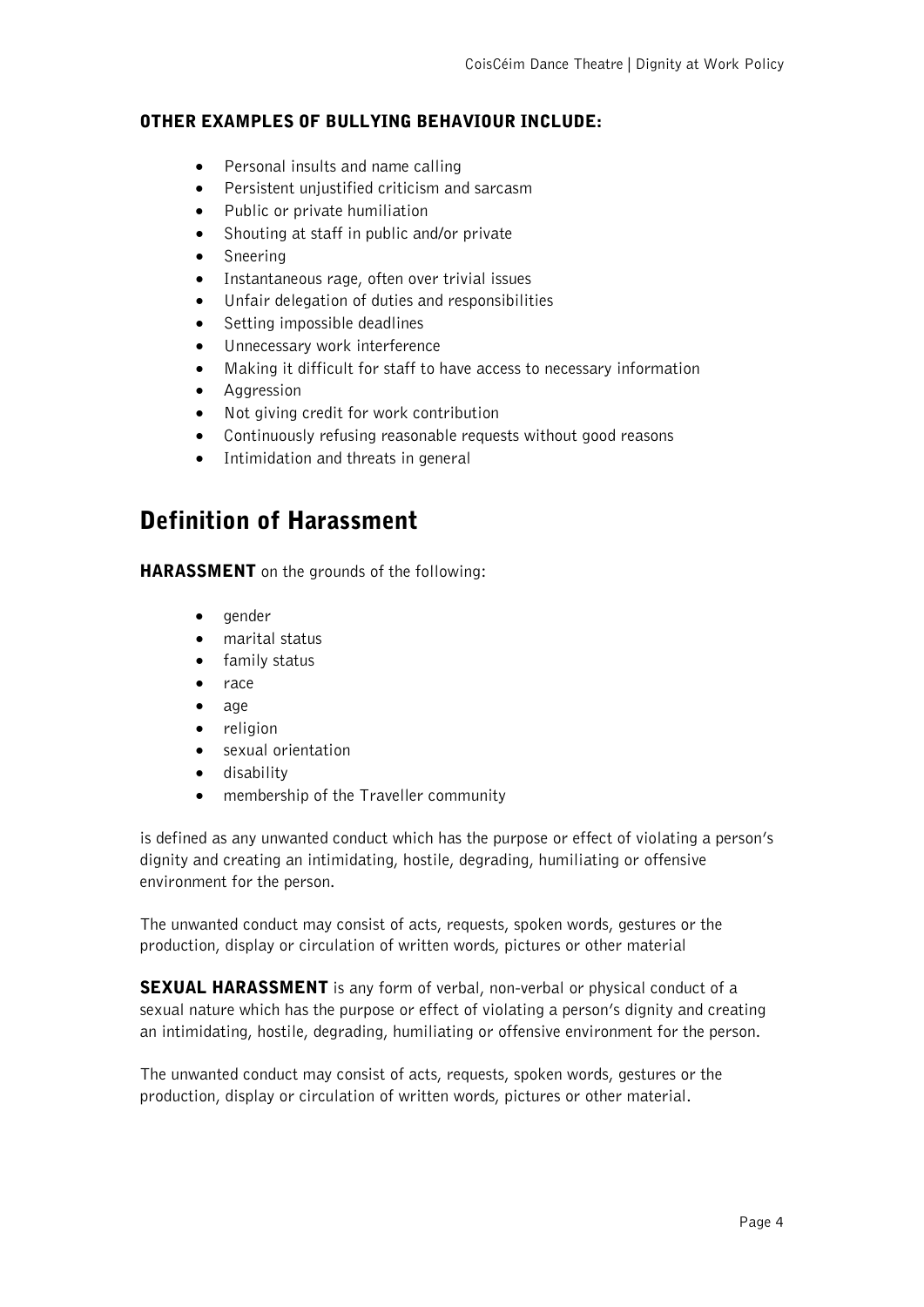### OTHER EXAMPLES OF BULLYING BEHAVIOUR INCLUDE:

- Personal insults and name calling
- Persistent unjustified criticism and sarcasm
- Public or private humiliation
- Shouting at staff in public and/or private
- Sneering
- Instantaneous rage, often over trivial issues
- Unfair delegation of duties and responsibilities
- Setting impossible deadlines
- Unnecessary work interference
- Making it difficult for staff to have access to necessary information
- Aggression
- Not giving credit for work contribution
- Continuously refusing reasonable requests without good reasons
- Intimidation and threats in general

## Definition of Harassment

**HARASSMENT** on the grounds of the following:

- gender
- marital status
- family status
- race
- age
- religion
- sexual orientation
- disability
- membership of the Traveller community

is defined as any unwanted conduct which has the purpose or effect of violating a person's dignity and creating an intimidating, hostile, degrading, humiliating or offensive environment for the person.

The unwanted conduct may consist of acts, requests, spoken words, gestures or the production, display or circulation of written words, pictures or other material

**SEXUAL HARASSMENT** is any form of verbal, non-verbal or physical conduct of a sexual nature which has the purpose or effect of violating a person's dignity and creating an intimidating, hostile, degrading, humiliating or offensive environment for the person.

The unwanted conduct may consist of acts, requests, spoken words, gestures or the production, display or circulation of written words, pictures or other material.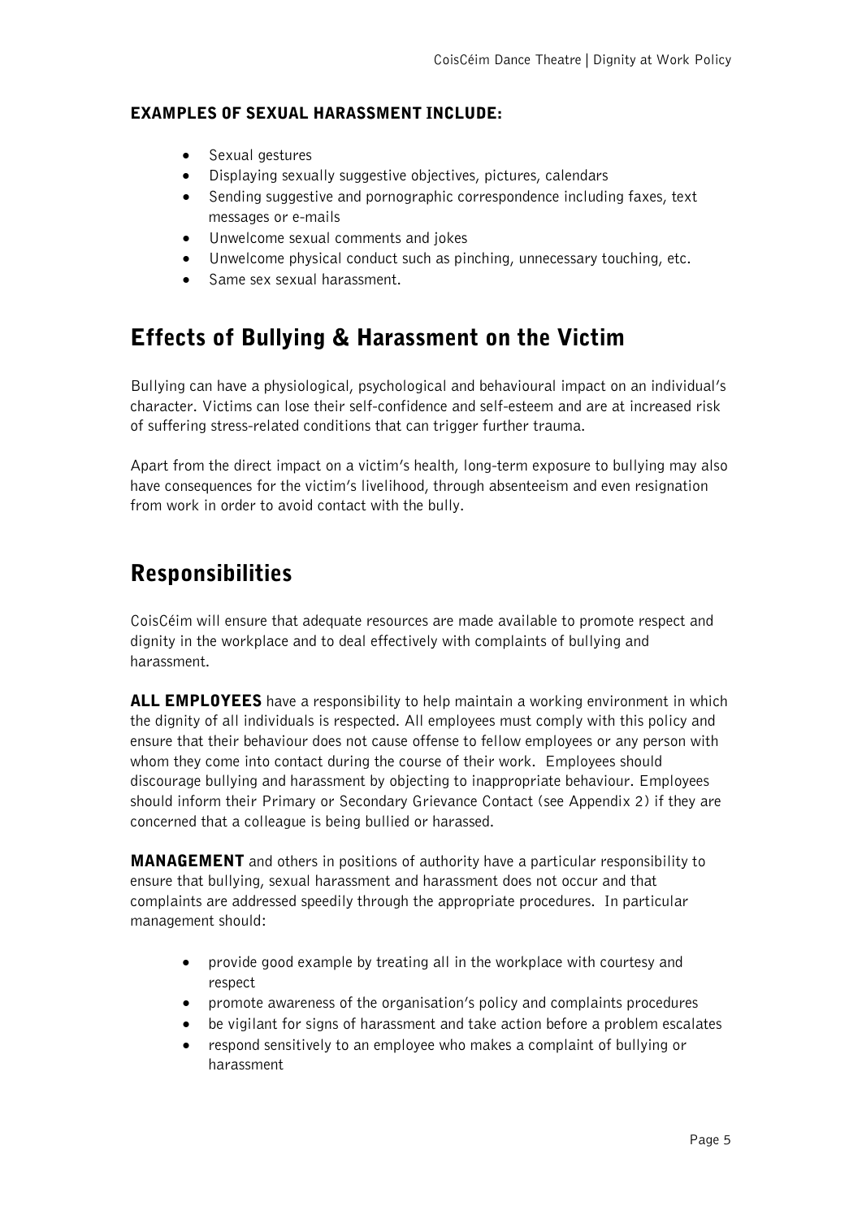### EXAMPLES OF SEXUAL HARASSMENT INCLUDE:

- Sexual gestures
- Displaying sexually suggestive objectives, pictures, calendars
- Sending suggestive and pornographic correspondence including faxes, text messages or e-mails
- Unwelcome sexual comments and jokes
- Unwelcome physical conduct such as pinching, unnecessary touching, etc.
- Same sex sexual harassment.

## Effects of Bullying & Harassment on the Victim

Bullying can have a physiological, psychological and behavioural impact on an individual's character. Victims can lose their self-confidence and self-esteem and are at increased risk of suffering stress-related conditions that can trigger further trauma.

Apart from the direct impact on a victim's health, long-term exposure to bullying may also have consequences for the victim's livelihood, through absenteeism and even resignation from work in order to avoid contact with the bully.

## Responsibilities

CoisCéim will ensure that adequate resources are made available to promote respect and dignity in the workplace and to deal effectively with complaints of bullying and harassment.

**ALL EMPLOYEES** have a responsibility to help maintain a working environment in which the dignity of all individuals is respected. All employees must comply with this policy and ensure that their behaviour does not cause offense to fellow employees or any person with whom they come into contact during the course of their work. Employees should discourage bullying and harassment by objecting to inappropriate behaviour. Employees should inform their Primary or Secondary Grievance Contact (see Appendix 2) if they are concerned that a colleague is being bullied or harassed.

**MANAGEMENT** and others in positions of authority have a particular responsibility to ensure that bullying, sexual harassment and harassment does not occur and that complaints are addressed speedily through the appropriate procedures. In particular management should:

- provide good example by treating all in the workplace with courtesy and respect
- promote awareness of the organisation's policy and complaints procedures
- be vigilant for signs of harassment and take action before a problem escalates
- respond sensitively to an employee who makes a complaint of bullying or harassment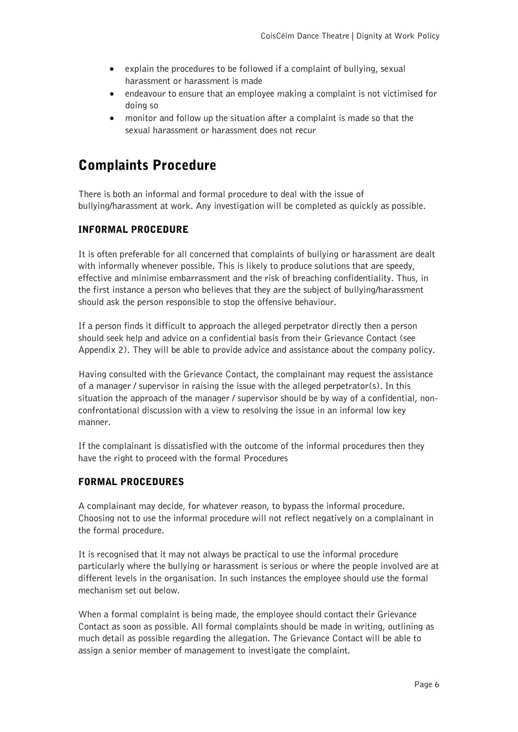- explain the procedures to be followed if a complaint of bullying, sexual harassment or harassment is made
- endeavour to ensure that an employee making a complaint is not victimised for doing so
- monitor and follow up the situation after a complaint is made so that the sexual harassment or harassment does not recur

# Complaints Procedure

There is both an informal and formal procedure to deal with the issue of bullying/harassment at work. Any investigation will be completed as quickly as possible.

## INFORMAL PROCEDURE

It is often preferable for all concerned that complaints of bullying or harassment are dealt with informally whenever possible. This is likely to produce solutions that are speedy, effective and minimise embarrassment and the risk of breaching confidentiality. Thus, in the first instance a person who believes that they are the subject of bullying/harassment should ask the person responsible to stop the offensive behaviour.

If a person finds it difficult to approach the alleged perpetrator directly then a person should seek help and advice on a confidential basis from their Grievance Contact (see Appendix 2). They will be able to provide advice and assistance about the company policy.

Having consulted with the Grievance Contact, the complainant may request the assistance of a manager / supervisor in raising the issue with the alleged perpetrator(s). In this situation the approach of the manager / supervisor should be by way of a confidential, non-confrontational discussion with a view to resolving the issue in an informal low key manner.

If the complainant is dissatisfied with the outcome of the informal procedures then they have the right to proceed with the formal Procedures

## FORMAL PROCEDURES

A complainant may decide, for whatever reason, to bypass the informal procedure. Choosing not to use the informal procedure will not reflect negatively on a complainant in the formal procedure.

It is recognised that it may not always be practical to use the informal procedure particularly where the bullying or harassment is serious or where the people involved are at different levels in the organisation. In such instances the employee should use the formal mechanism set out below.

When a formal complaint is being made, the employee should contact their Grievance Contact as soon as possible. All formal complaints should be made in writing, outlining as much detail as possible regarding the allegation. The Grievance Contact will be able to assign a senior member of management to investigate the complaint.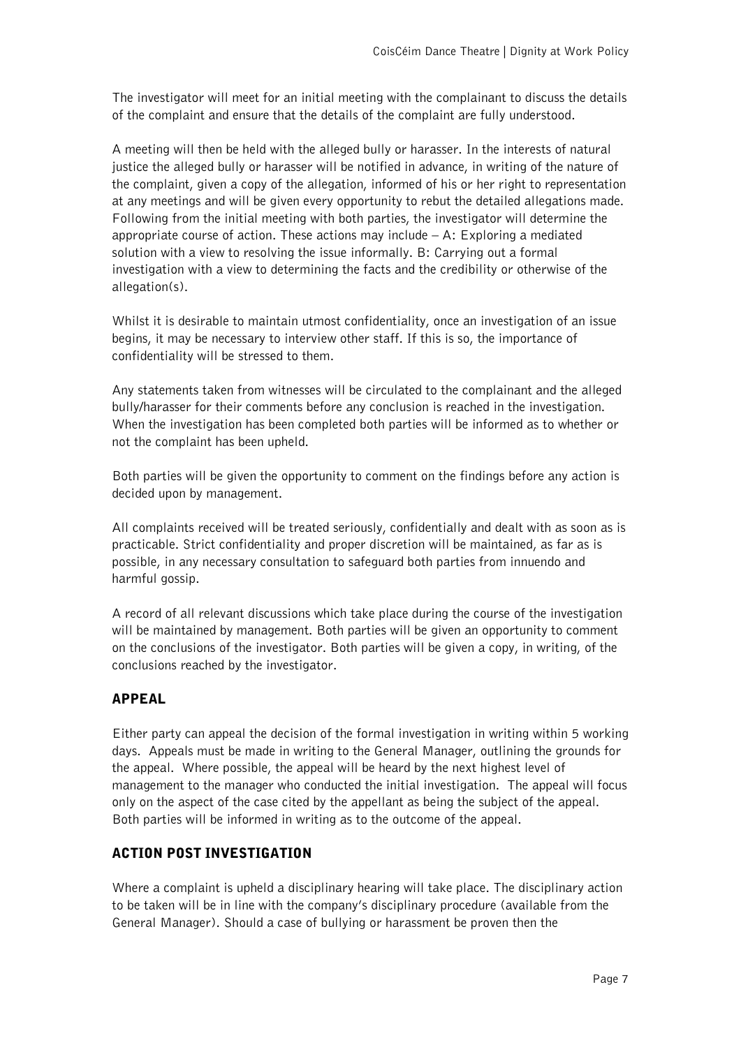The investigator will meet for an initial meeting with the complainant to discuss the details of the complaint and ensure that the details of the complaint are fully understood.

A meeting will then be held with the alleged bully or harasser. In the interests of natural justice the alleged bully or harasser will be notified in advance, in writing of the nature of the complaint, given a copy of the allegation, informed of his or her right to representation at any meetings and will be given every opportunity to rebut the detailed allegations made. Following from the initial meeting with both parties, the investigator will determine the appropriate course of action. These actions may include – A: Exploring a mediated solution with a view to resolving the issue informally. B: Carrying out a formal investigation with a view to determining the facts and the credibility or otherwise of the allegation(s).

Whilst it is desirable to maintain utmost confidentiality, once an investigation of an issue begins, it may be necessary to interview other staff. If this is so, the importance of confidentiality will be stressed to them.

Any statements taken from witnesses will be circulated to the complainant and the alleged bully/harasser for their comments before any conclusion is reached in the investigation. When the investigation has been completed both parties will be informed as to whether or not the complaint has been upheld.

Both parties will be given the opportunity to comment on the findings before any action is decided upon by management.

All complaints received will be treated seriously, confidentially and dealt with as soon as is practicable. Strict confidentiality and proper discretion will be maintained, as far as is possible, in any necessary consultation to safeguard both parties from innuendo and harmful gossip.

A record of all relevant discussions which take place during the course of the investigation will be maintained by management. Both parties will be given an opportunity to comment on the conclusions of the investigator. Both parties will be given a copy, in writing, of the conclusions reached by the investigator.

## APPEAL

Either party can appeal the decision of the formal investigation in writing within 5 working days. Appeals must be made in writing to the General Manager, outlining the grounds for the appeal. Where possible, the appeal will be heard by the next highest level of management to the manager who conducted the initial investigation. The appeal will focus only on the aspect of the case cited by the appellant as being the subject of the appeal. Both parties will be informed in writing as to the outcome of the appeal.

## ACTION POST INVESTIGATION

Where a complaint is upheld a disciplinary hearing will take place. The disciplinary action to be taken will be in line with the company's disciplinary procedure (available from the General Manager). Should a case of bullying or harassment be proven then the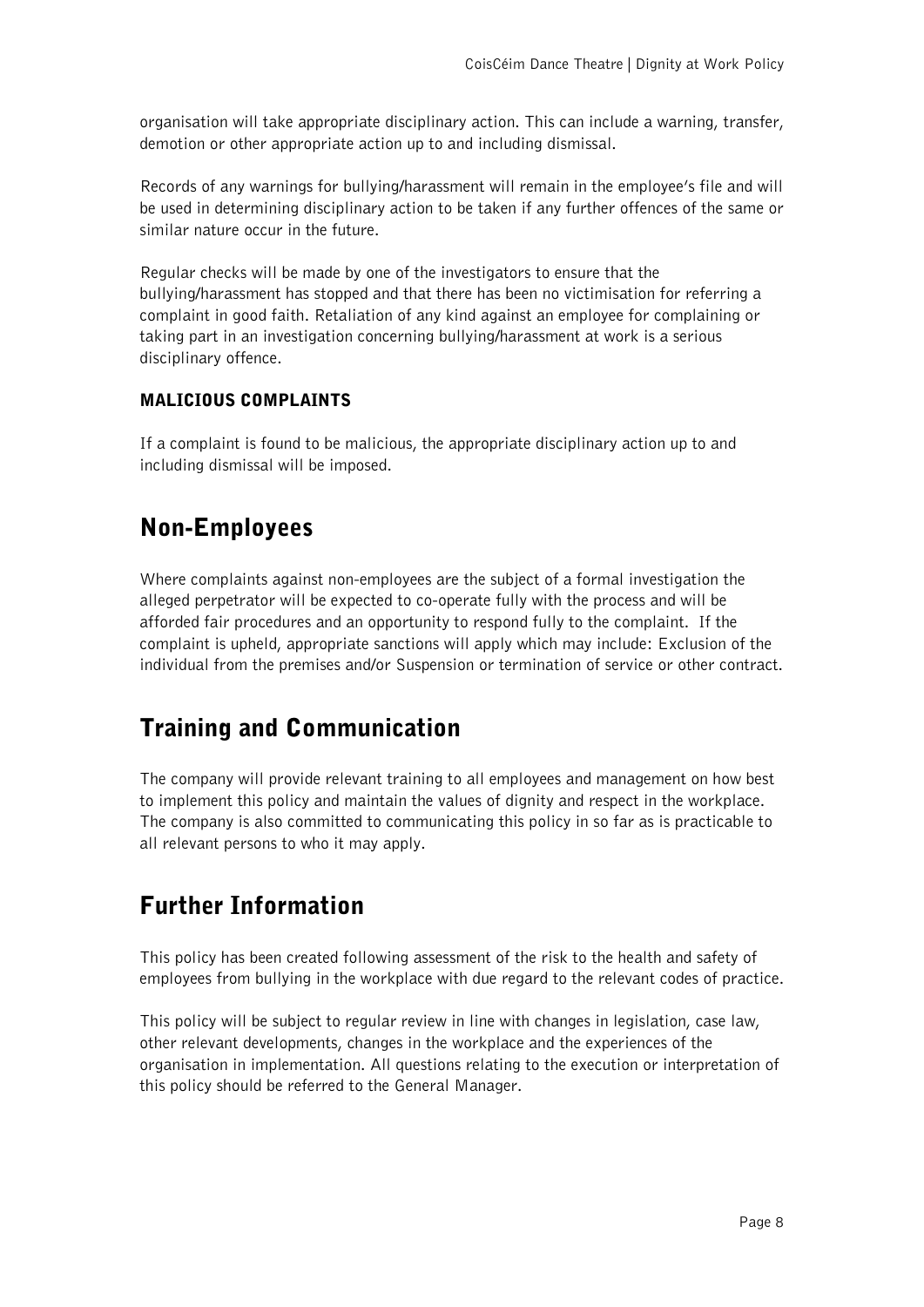organisation will take appropriate disciplinary action. This can include a warning, transfer, demotion or other appropriate action up to and including dismissal.

Records of any warnings for bullying/harassment will remain in the employee's file and will be used in determining disciplinary action to be taken if any further offences of the same or similar nature occur in the future.

Regular checks will be made by one of the investigators to ensure that the bullying/harassment has stopped and that there has been no victimisation for referring a complaint in good faith. Retaliation of any kind against an employee for complaining or taking part in an investigation concerning bullying/harassment at work is a serious disciplinary offence.

### MALICIOUS COMPLAINTS

If a complaint is found to be malicious, the appropriate disciplinary action up to and including dismissal will be imposed.

## Non-Employees

Where complaints against non-employees are the subject of a formal investigation the alleged perpetrator will be expected to co-operate fully with the process and will be afforded fair procedures and an opportunity to respond fully to the complaint. If the complaint is upheld, appropriate sanctions will apply which may include: Exclusion of the individual from the premises and/or Suspension or termination of service or other contract.

## Training and Communication

The company will provide relevant training to all employees and management on how best to implement this policy and maintain the values of dignity and respect in the workplace. The company is also committed to communicating this policy in so far as is practicable to all relevant persons to who it may apply.

## Further Information

This policy has been created following assessment of the risk to the health and safety of employees from bullying in the workplace with due regard to the relevant codes of practice.

This policy will be subject to regular review in line with changes in legislation, case law, other relevant developments, changes in the workplace and the experiences of the organisation in implementation. All questions relating to the execution or interpretation of this policy should be referred to the General Manager.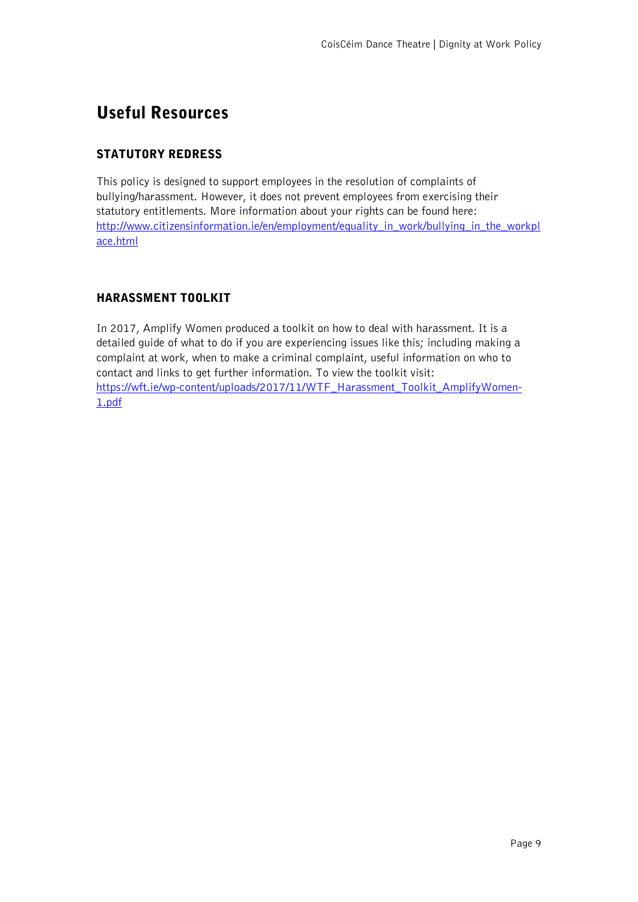# Useful Resources

## STATUTORY REDRESS

This policy is designed to support employees in the resolution of complaints of bullying/harassment. However, it does not prevent employees from exercising their statutory entitlements. More information about your rights can be found here: http://www.citizensinformation.ie/en/employment/equality_in_work/bullying_in_the_workplace.html

## HARASSMENT TOOLKIT

In 2017, Amplify Women produced a toolkit on how to deal with harassment. It is a detailed guide of what to do if you are experiencing issues like this; including making a complaint at work, when to make a criminal complaint, useful information on who to contact and links to get further information. To view the toolkit visit: https://wft.ie/wp-content/uploads/2017/11/WTF_Harassment_Toolkit_AmplifyWomen-1.pdf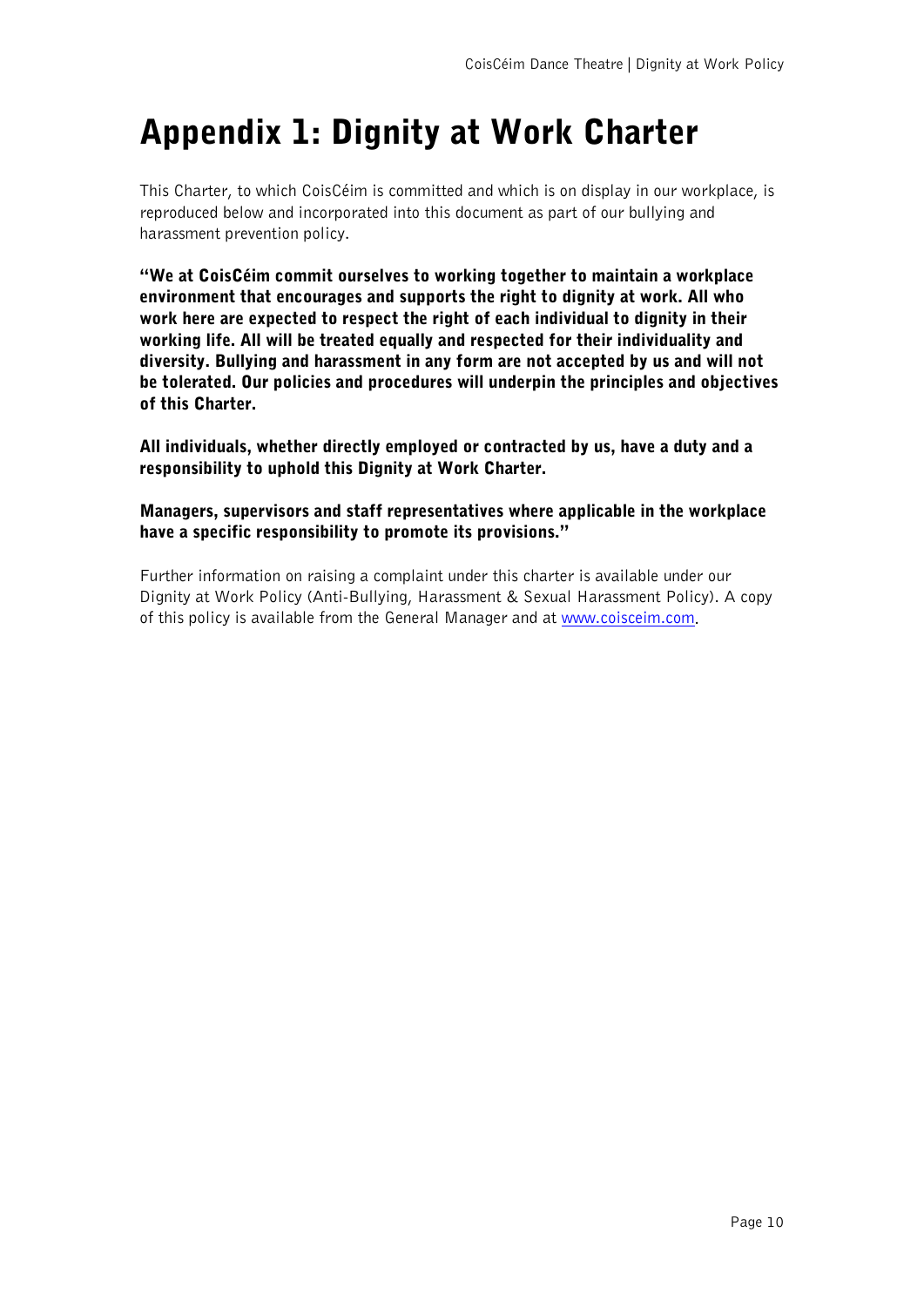# Appendix 1: Dignity at Work Charter

This Charter, to which CoisCéim is committed and which is on display in our workplace, is reproduced below and incorporated into this document as part of our bullying and harassment prevention policy.

**"We at CoisCéim commit ourselves to working together to maintain a workplace environment that encourages and supports the right to dignity at work. All who work here are expected to respect the right of each individual to dignity in their working life. All will be treated equally and respected for their individuality and diversity. Bullying and harassment in any form are not accepted by us and will not be tolerated. Our policies and procedures will underpin the principles and objectives of this Charter.**

**All individuals, whether directly employed or contracted by us, have a duty and a responsibility to uphold this Dignity at Work Charter.**

**Managers, supervisors and staff representatives where applicable in the workplace have a specific responsibility to promote its provisions."**

Further information on raising a complaint under this charter is available under our Dignity at Work Policy (Anti-Bullying, Harassment & Sexual Harassment Policy). A copy of this policy is available from the General Manager and at [www.coisceim.com](http://www.coisceim.com).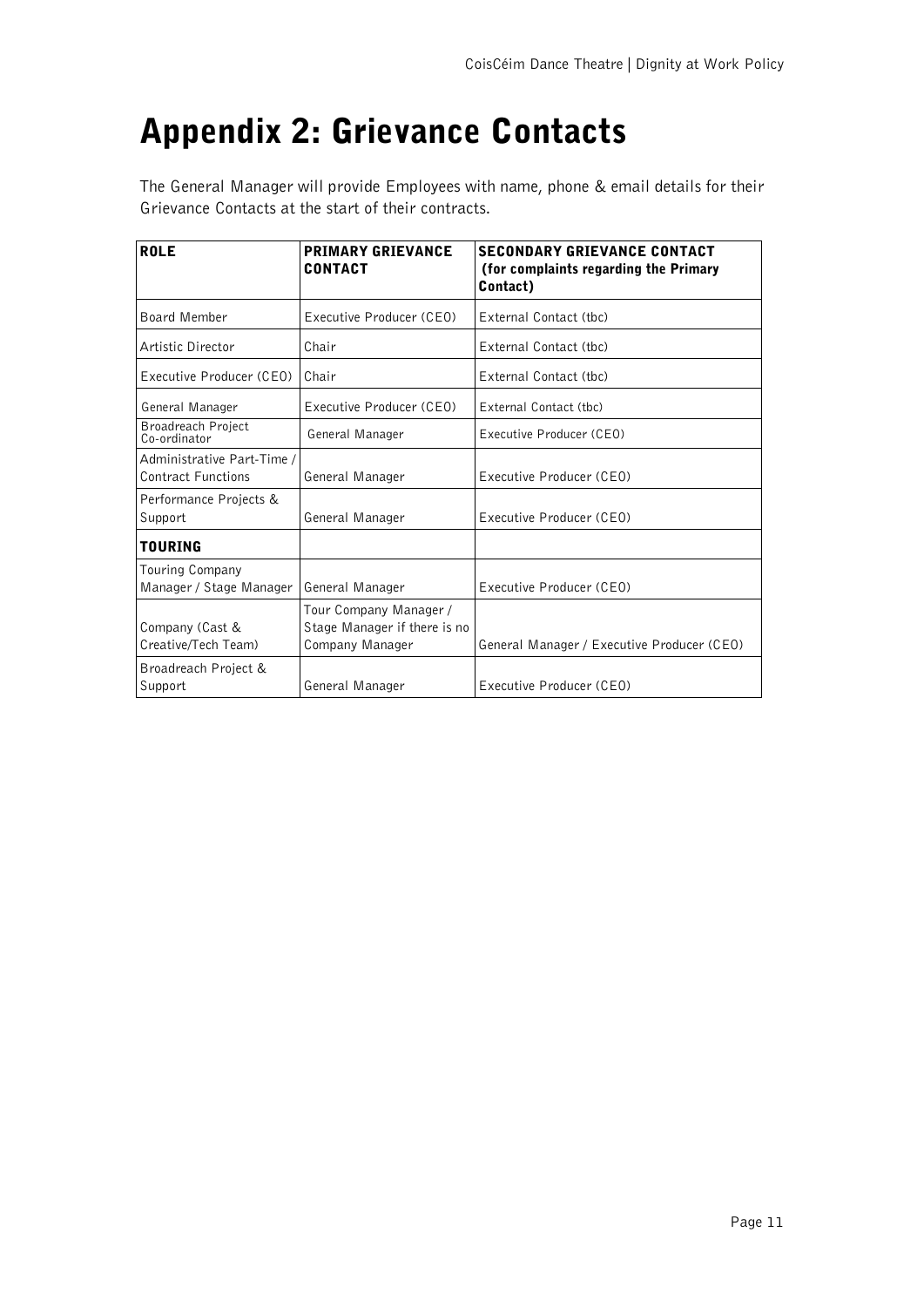# Appendix 2: Grievance Contacts

The General Manager will provide Employees with name, phone & email details for their Grievance Contacts at the start of their contracts.

| ROLE | PRIMARY GRIEVANCE CONTACT | SECONDARY GRIEVANCE CONTACT (for complaints regarding the Primary Contact) |
|---|---|---|
| Board Member | Executive Producer (CEO) | External Contact (tbc) |
| Artistic Director | Chair | External Contact (tbc) |
| Executive Producer (CEO) | Chair | External Contact (tbc) |
| General Manager | Executive Producer (CEO) | External Contact (tbc) |
| Broadreach Project Co-ordinator | General Manager | Executive Producer (CEO) |
| Administrative Part-Time / Contract Functions | General Manager | Executive Producer (CEO) |
| Performance Projects & Support | General Manager | Executive Producer (CEO) |
| **TOURING** | | |
| Touring Company Manager / Stage Manager | General Manager | Executive Producer (CEO) |
| Company (Cast & Creative/Tech Team) | Tour Company Manager / Stage Manager if there is no Company Manager | General Manager / Executive Producer (CEO) |
| Broadreach Project & Support | General Manager | Executive Producer (CEO) |